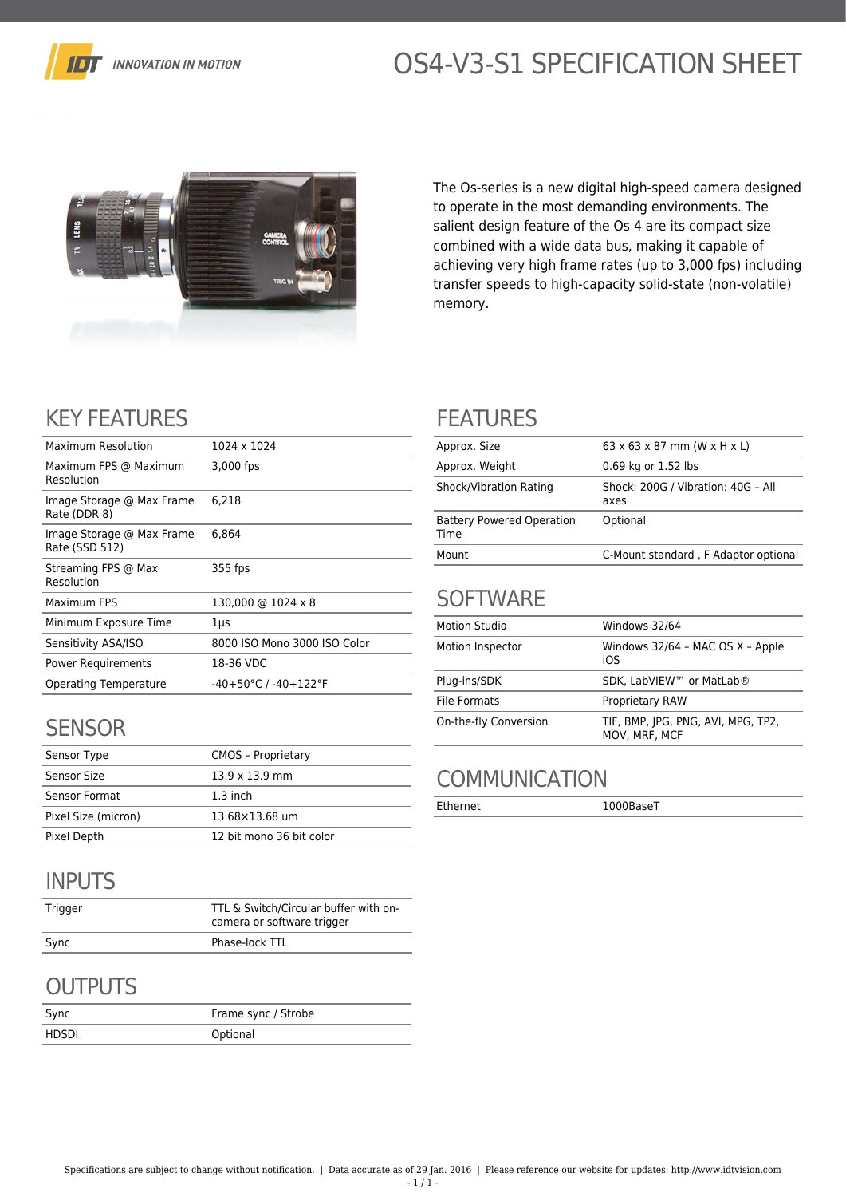# OS4-V3-S1 SPECIFICATION SHEET

IDT INNOVATION IN MOTION

The Os-series is a new digital high-speed camera designed to operate in the most demanding environments. The salient design feature of the Os 4 are its compact size combined with a wide data bus, making it capable of achieving very high frame rates (up to 3,000 fps) including transfer speeds to high-capacity solid-state (non-volatile) memory.

## KEY FEATURES

| | |
|---|---|
| Maximum Resolution | 1024 x 1024 |
| Maximum FPS @ Maximum Resolution | 3,000 fps |
| Image Storage @ Max Frame Rate (DDR 8) | 6,218 |
| Image Storage @ Max Frame Rate (SSD 512) | 6,864 |
| Streaming FPS @ Max Resolution | 355 fps |
| Maximum FPS | 130,000 @ 1024 x 8 |
| Minimum Exposure Time | 1µs |
| Sensitivity ASA/ISO | 8000 ISO Mono 3000 ISO Color |
| Power Requirements | 18-36 VDC |
| Operating Temperature | -40+50°C / -40+122°F |

## SENSOR

| | |
|---|---|
| Sensor Type | CMOS – Proprietary |
| Sensor Size | 13.9 x 13.9 mm |
| Sensor Format | 1.3 inch |
| Pixel Size (micron) | 13.68×13.68 um |
| Pixel Depth | 12 bit mono 36 bit color |

## INPUTS

| | |
|---|---|
| Trigger | TTL & Switch/Circular buffer with on-camera or software trigger |
| Sync | Phase-lock TTL |

## OUTPUTS

| | |
|---|---|
| Sync | Frame sync / Strobe |
| HDSDI | Optional |

## FEATURES

| | |
|---|---|
| Approx. Size | 63 x 63 x 87 mm (W x H x L) |
| Approx. Weight | 0.69 kg or 1.52 lbs |
| Shock/Vibration Rating | Shock: 200G / Vibration: 40G – All axes |
| Battery Powered Operation Time | Optional |
| Mount | C-Mount standard , F Adaptor optional |

## SOFTWARE

| | |
|---|---|
| Motion Studio | Windows 32/64 |
| Motion Inspector | Windows 32/64 – MAC OS X – Apple iOS |
| Plug-ins/SDK | SDK, LabVIEW™ or MatLab® |
| File Formats | Proprietary RAW |
| On-the-fly Conversion | TIF, BMP, JPG, PNG, AVI, MPG, TP2, MOV, MRF, MCF |

## COMMUNICATION

| | |
|---|---|
| Ethernet | 1000BaseT |

Specifications are subject to change without notification. | Data accurate as of 29 Jan. 2016 | Please reference our website for updates: http://www.idtvision.com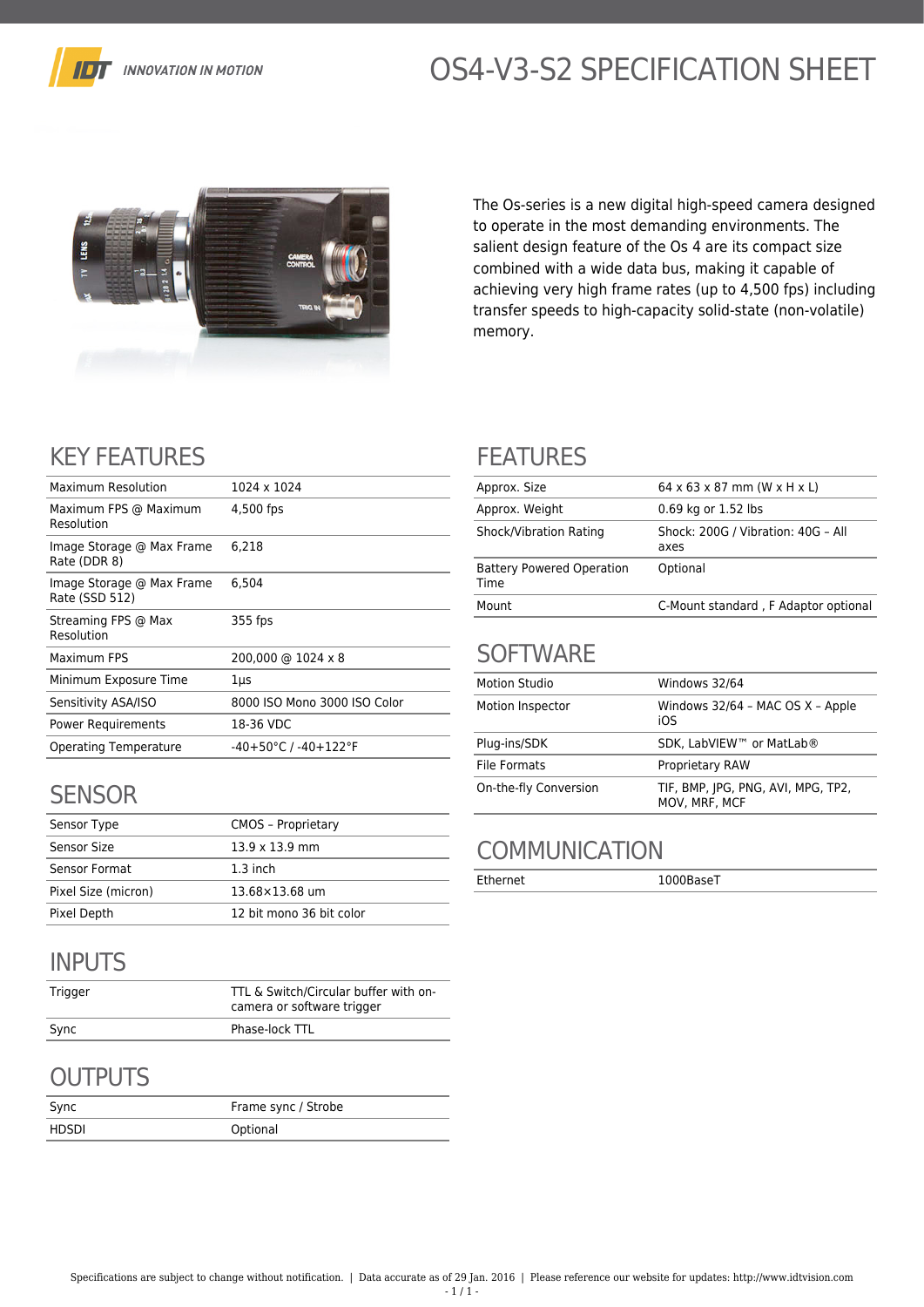# OS4-V3-S2 SPECIFICATION SHEET

IDT INNOVATION IN MOTION

The Os-series is a new digital high-speed camera designed to operate in the most demanding environments. The salient design feature of the Os 4 are its compact size combined with a wide data bus, making it capable of achieving very high frame rates (up to 4,500 fps) including transfer speeds to high-capacity solid-state (non-volatile) memory.

## KEY FEATURES

| | |
|---|---|
| Maximum Resolution | 1024 x 1024 |
| Maximum FPS @ Maximum Resolution | 4,500 fps |
| Image Storage @ Max Frame Rate (DDR 8) | 6,218 |
| Image Storage @ Max Frame Rate (SSD 512) | 6,504 |
| Streaming FPS @ Max Resolution | 355 fps |
| Maximum FPS | 200,000 @ 1024 x 8 |
| Minimum Exposure Time | 1µs |
| Sensitivity ASA/ISO | 8000 ISO Mono 3000 ISO Color |
| Power Requirements | 18-36 VDC |
| Operating Temperature | -40+50°C / -40+122°F |

## SENSOR

| | |
|---|---|
| Sensor Type | CMOS – Proprietary |
| Sensor Size | 13.9 x 13.9 mm |
| Sensor Format | 1.3 inch |
| Pixel Size (micron) | 13.68×13.68 um |
| Pixel Depth | 12 bit mono 36 bit color |

## INPUTS

| | |
|---|---|
| Trigger | TTL & Switch/Circular buffer with on-camera or software trigger |
| Sync | Phase-lock TTL |

## OUTPUTS

| | |
|---|---|
| Sync | Frame sync / Strobe |
| HDSDI | Optional |

## FEATURES

| | |
|---|---|
| Approx. Size | 64 x 63 x 87 mm (W x H x L) |
| Approx. Weight | 0.69 kg or 1.52 lbs |
| Shock/Vibration Rating | Shock: 200G / Vibration: 40G – All axes |
| Battery Powered Operation Time | Optional |
| Mount | C-Mount standard , F Adaptor optional |

## SOFTWARE

| | |
|---|---|
| Motion Studio | Windows 32/64 |
| Motion Inspector | Windows 32/64 – MAC OS X – Apple iOS |
| Plug-ins/SDK | SDK, LabVIEW™ or MatLab® |
| File Formats | Proprietary RAW |
| On-the-fly Conversion | TIF, BMP, JPG, PNG, AVI, MPG, TP2, MOV, MRF, MCF |

## COMMUNICATION

| | |
|---|---|
| Ethernet | 1000BaseT |

Specifications are subject to change without notification. | Data accurate as of 29 Jan. 2016 | Please reference our website for updates: http://www.idtvision.com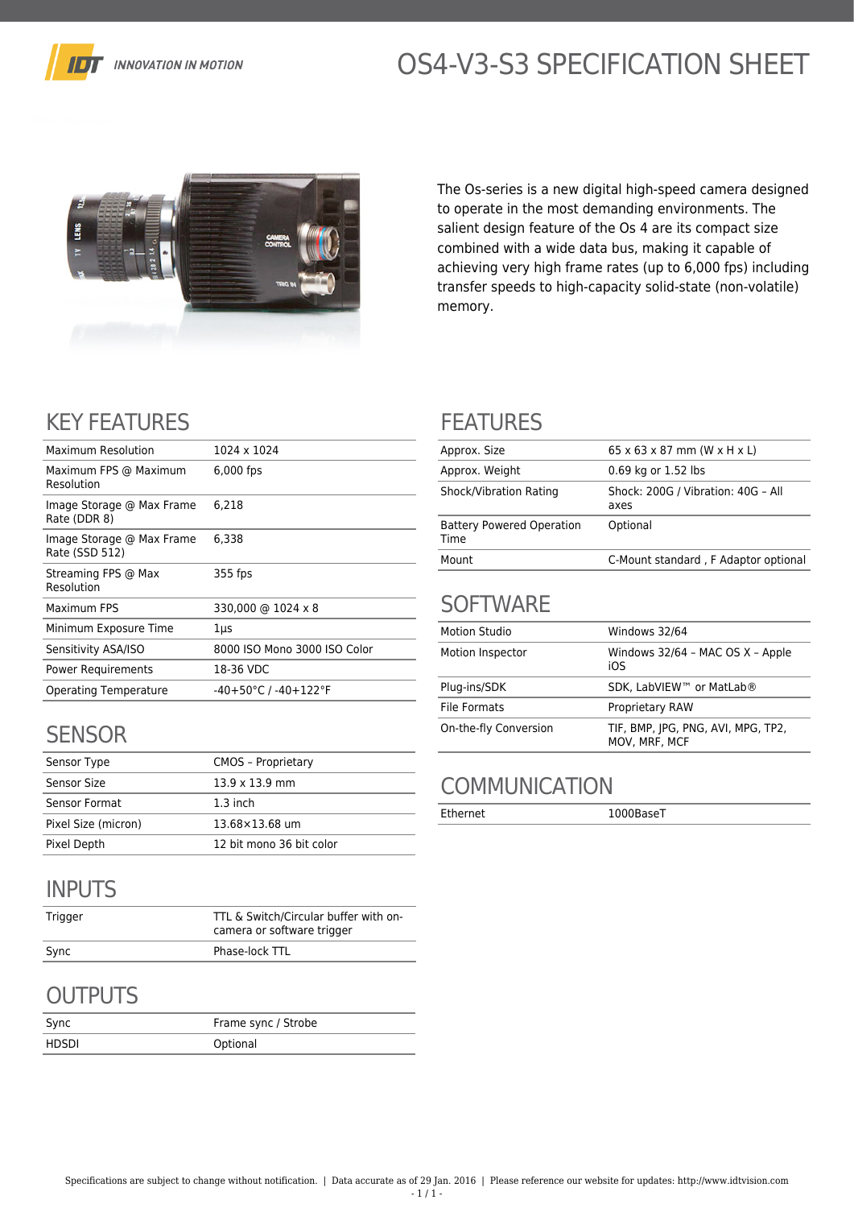# OS4-V3-S3 SPECIFICATION SHEET

The Os-series is a new digital high-speed camera designed to operate in the most demanding environments. The salient design feature of the Os 4 are its compact size combined with a wide data bus, making it capable of achieving very high frame rates (up to 6,000 fps) including transfer speeds to high-capacity solid-state (non-volatile) memory.

## KEY FEATURES

| | |
|---|---|
| Maximum Resolution | 1024 x 1024 |
| Maximum FPS @ Maximum Resolution | 6,000 fps |
| Image Storage @ Max Frame Rate (DDR 8) | 6,218 |
| Image Storage @ Max Frame Rate (SSD 512) | 6,338 |
| Streaming FPS @ Max Resolution | 355 fps |
| Maximum FPS | 330,000 @ 1024 x 8 |
| Minimum Exposure Time | 1µs |
| Sensitivity ASA/ISO | 8000 ISO Mono 3000 ISO Color |
| Power Requirements | 18-36 VDC |
| Operating Temperature | -40+50°C / -40+122°F |

## SENSOR

| | |
|---|---|
| Sensor Type | CMOS – Proprietary |
| Sensor Size | 13.9 x 13.9 mm |
| Sensor Format | 1.3 inch |
| Pixel Size (micron) | 13.68×13.68 um |
| Pixel Depth | 12 bit mono 36 bit color |

## INPUTS

| | |
|---|---|
| Trigger | TTL & Switch/Circular buffer with on-camera or software trigger |
| Sync | Phase-lock TTL |

## OUTPUTS

| | |
|---|---|
| Sync | Frame sync / Strobe |
| HDSDI | Optional |

## FEATURES

| | |
|---|---|
| Approx. Size | 65 x 63 x 87 mm (W x H x L) |
| Approx. Weight | 0.69 kg or 1.52 lbs |
| Shock/Vibration Rating | Shock: 200G / Vibration: 40G – All axes |
| Battery Powered Operation Time | Optional |
| Mount | C-Mount standard , F Adaptor optional |

## SOFTWARE

| | |
|---|---|
| Motion Studio | Windows 32/64 |
| Motion Inspector | Windows 32/64 – MAC OS X – Apple iOS |
| Plug-ins/SDK | SDK, LabVIEW™ or MatLab® |
| File Formats | Proprietary RAW |
| On-the-fly Conversion | TIF, BMP, JPG, PNG, AVI, MPG, TP2, MOV, MRF, MCF |

## COMMUNICATION

| | |
|---|---|
| Ethernet | 1000BaseT |

Specifications are subject to change without notification. | Data accurate as of 29 Jan. 2016 | Please reference our website for updates: http://www.idtvision.com